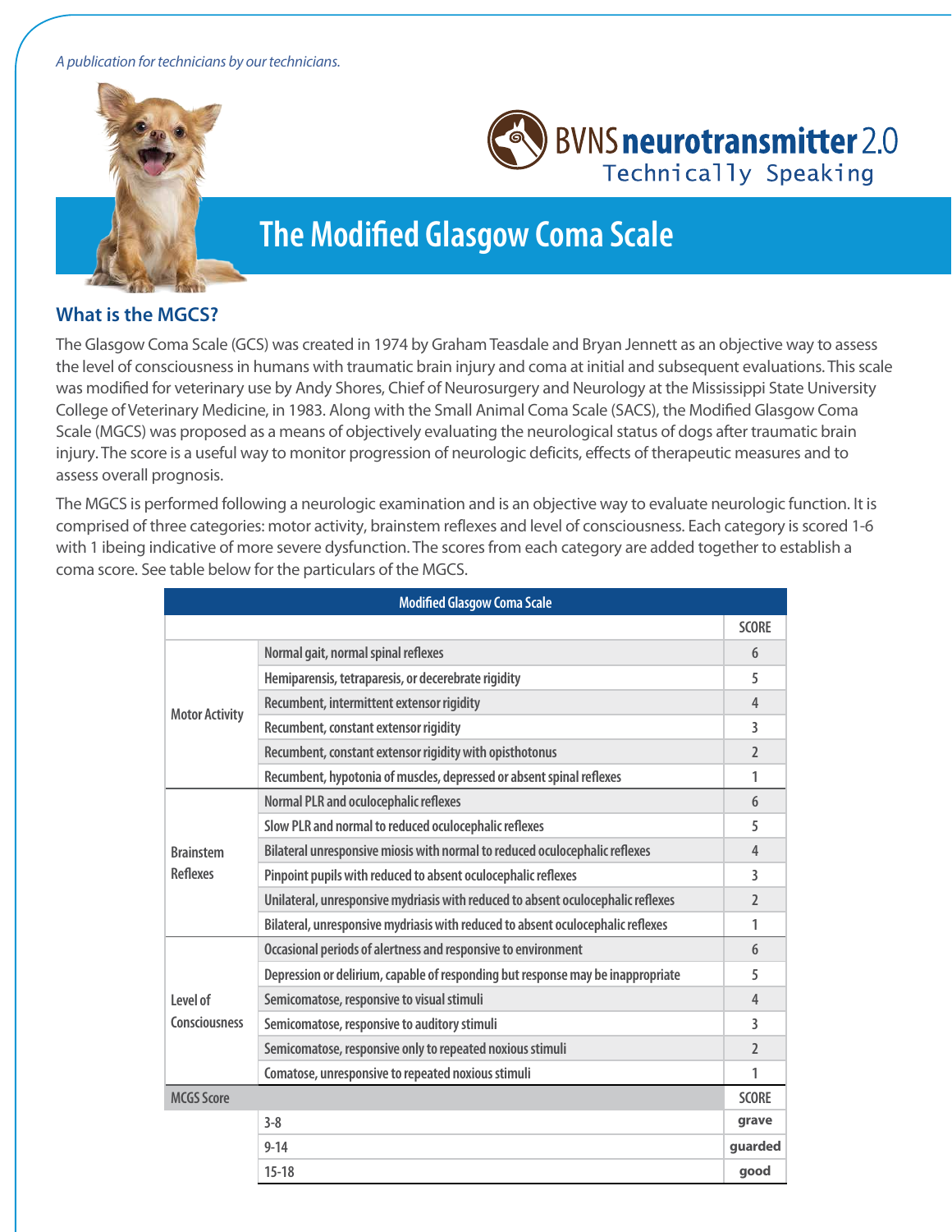*A publication for technicians by our technicians.*

BVNS neurotransmitter 2.0
Technically Speaking

# The Modified Glasgow Coma Scale

## What is the MGCS?

The Glasgow Coma Scale (GCS) was created in 1974 by Graham Teasdale and Bryan Jennett as an objective way to assess the level of consciousness in humans with traumatic brain injury and coma at initial and subsequent evaluations. This scale was modified for veterinary use by Andy Shores, Chief of Neurosurgery and Neurology at the Mississippi State University College of Veterinary Medicine, in 1983. Along with the Small Animal Coma Scale (SACS), the Modified Glasgow Coma Scale (MGCS) was proposed as a means of objectively evaluating the neurological status of dogs after traumatic brain injury. The score is a useful way to monitor progression of neurologic deficits, effects of therapeutic measures and to assess overall prognosis.

The MGCS is performed following a neurologic examination and is an objective way to evaluate neurologic function. It is comprised of three categories: motor activity, brainstem reflexes and level of consciousness. Each category is scored 1-6 with 1 ibeing indicative of more severe dysfunction. The scores from each category are added together to establish a coma score. See table below for the particulars of the MGCS.

| Modified Glasgow Coma Scale | | |
|---|---|---|
| | | SCORE |
| Motor Activity | Normal gait, normal spinal reflexes | 6 |
| | Hemiparesis, tetraparesis, or decerebrate rigidity | 5 |
| | Recumbent, intermittent extensor rigidity | 4 |
| | Recumbent, constant extensor rigidity | 3 |
| | Recumbent, constant extensor rigidity with opisthotonus | 2 |
| | Recumbent, hypotonia of muscles, depressed or absent spinal reflexes | 1 |
| Brainstem Reflexes | Normal PLR and oculocephalic reflexes | 6 |
| | Slow PLR and normal to reduced oculocephalic reflexes | 5 |
| | Bilateral unresponsive miosis with normal to reduced oculocephalic reflexes | 4 |
| | Pinpoint pupils with reduced to absent oculocephalic reflexes | 3 |
| | Unilateral, unresponsive mydriasis with reduced to absent oculocephalic reflexes | 2 |
| | Bilateral, unresponsive mydriasis with reduced to absent oculocephalic reflexes | 1 |
| Level of Consciousness | Occasional periods of alertness and responsive to environment | 6 |
| | Depression or delirium, capable of responding but response may be inappropriate | 5 |
| | Semicomatose, responsive to visual stimuli | 4 |
| | Semicomatose, responsive to auditory stimuli | 3 |
| | Semicomatose, responsive only to repeated noxious stimuli | 2 |
| | Comatose, unresponsive to repeated noxious stimuli | 1 |
| MCGS Score | | SCORE |
| | 3-8 | grave |
| | 9-14 | guarded |
| | 15-18 | good |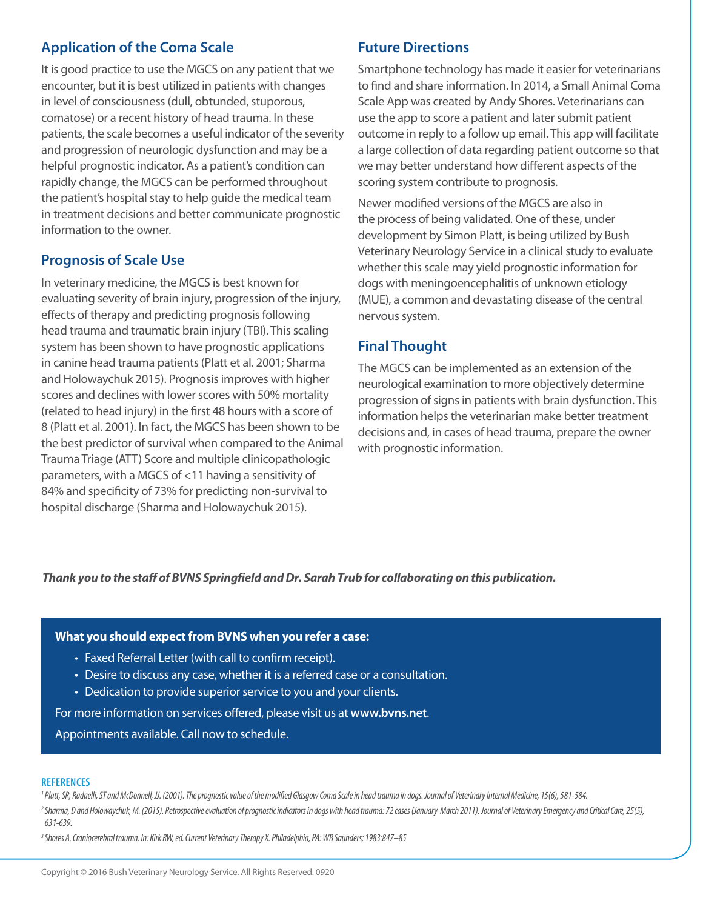## Application of the Coma Scale

It is good practice to use the MGCS on any patient that we encounter, but it is best utilized in patients with changes in level of consciousness (dull, obtunded, stuporous, comatose) or a recent history of head trauma. In these patients, the scale becomes a useful indicator of the severity and progression of neurologic dysfunction and may be a helpful prognostic indicator. As a patient's condition can rapidly change, the MGCS can be performed throughout the patient's hospital stay to help guide the medical team in treatment decisions and better communicate prognostic information to the owner.

## Prognosis of Scale Use

In veterinary medicine, the MGCS is best known for evaluating severity of brain injury, progression of the injury, effects of therapy and predicting prognosis following head trauma and traumatic brain injury (TBI). This scaling system has been shown to have prognostic applications in canine head trauma patients (Platt et al. 2001; Sharma and Holowaychuk 2015). Prognosis improves with higher scores and declines with lower scores with 50% mortality (related to head injury) in the first 48 hours with a score of 8 (Platt et al. 2001). In fact, the MGCS has been shown to be the best predictor of survival when compared to the Animal Trauma Triage (ATT) Score and multiple clinicopathologic parameters, with a MGCS of <11 having a sensitivity of 84% and specificity of 73% for predicting non-survival to hospital discharge (Sharma and Holowaychuk 2015).

## Future Directions

Smartphone technology has made it easier for veterinarians to find and share information. In 2014, a Small Animal Coma Scale App was created by Andy Shores. Veterinarians can use the app to score a patient and later submit patient outcome in reply to a follow up email. This app will facilitate a large collection of data regarding patient outcome so that we may better understand how different aspects of the scoring system contribute to prognosis.

Newer modified versions of the MGCS are also in the process of being validated. One of these, under development by Simon Platt, is being utilized by Bush Veterinary Neurology Service in a clinical study to evaluate whether this scale may yield prognostic information for dogs with meningoencephalitis of unknown etiology (MUE), a common and devastating disease of the central nervous system.

## Final Thought

The MGCS can be implemented as an extension of the neurological examination to more objectively determine progression of signs in patients with brain dysfunction. This information helps the veterinarian make better treatment decisions and, in cases of head trauma, prepare the owner with prognostic information.

***Thank you to the staff of BVNS Springfield and Dr. Sarah Trub for collaborating on this publication.***

**What you should expect from BVNS when you refer a case:**

- Faxed Referral Letter (with call to confirm receipt).
- Desire to discuss any case, whether it is a referred case or a consultation.
- Dedication to provide superior service to you and your clients.

For more information on services offered, please visit us at **www.bvns.net**.

Appointments available. Call now to schedule.

### REFERENCES

[1] *Platt, SR, Radaelli, ST and McDonnell, JJ. (2001). The prognostic value of the modified Glasgow Coma Scale in head trauma in dogs. Journal of Veterinary Internal Medicine, 15(6), 581-584.*

[2] *Sharma, D and Holowaychuk, M. (2015). Retrospective evaluation of prognostic indicators in dogs with head trauma: 72 cases (January-March 2011). Journal of Veterinary Emergency and Critical Care, 25(5), 631-639.*

[3] *Shores A. Craniocerebral trauma. In: Kirk RW, ed. Current Veterinary Therapy X. Philadelphia, PA: WB Saunders; 1983:847–85*

Copyright © 2016 Bush Veterinary Neurology Service. All Rights Reserved. 0920